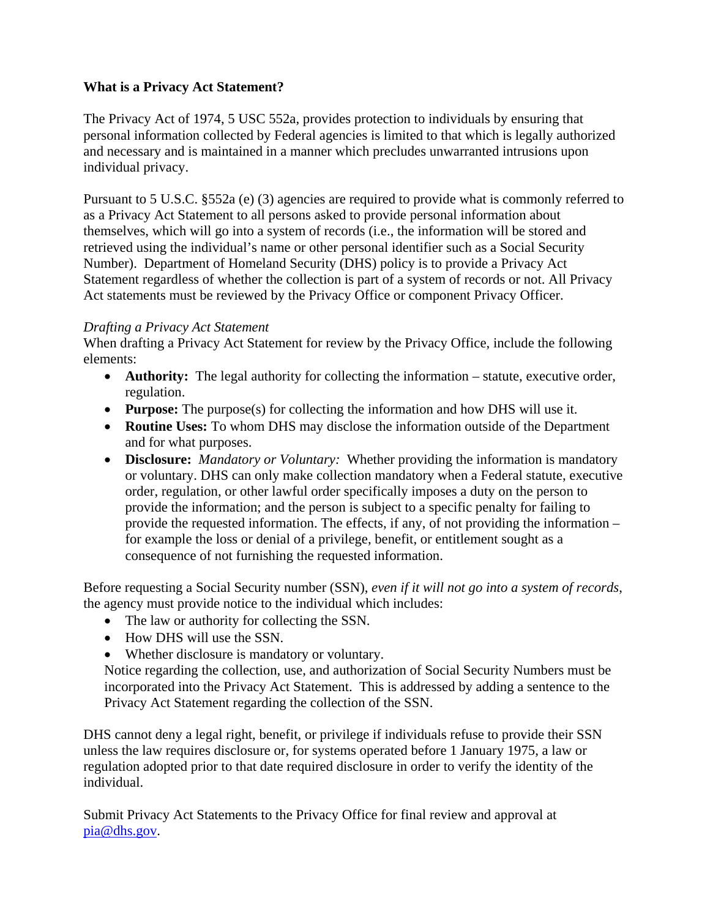**What is a Privacy Act Statement?**

The Privacy Act of 1974, 5 USC 552a, provides protection to individuals by ensuring that personal information collected by Federal agencies is limited to that which is legally authorized and necessary and is maintained in a manner which precludes unwarranted intrusions upon individual privacy.

Pursuant to 5 U.S.C. §552a (e) (3) agencies are required to provide what is commonly referred to as a Privacy Act Statement to all persons asked to provide personal information about themselves, which will go into a system of records (i.e., the information will be stored and retrieved using the individual's name or other personal identifier such as a Social Security Number). Department of Homeland Security (DHS) policy is to provide a Privacy Act Statement regardless of whether the collection is part of a system of records or not. All Privacy Act statements must be reviewed by the Privacy Office or component Privacy Officer.

*Drafting a Privacy Act Statement*

When drafting a Privacy Act Statement for review by the Privacy Office, include the following elements:

- **Authority:** The legal authority for collecting the information – statute, executive order, regulation.
- **Purpose:** The purpose(s) for collecting the information and how DHS will use it.
- **Routine Uses:** To whom DHS may disclose the information outside of the Department and for what purposes.
- **Disclosure:** *Mandatory or Voluntary:* Whether providing the information is mandatory or voluntary. DHS can only make collection mandatory when a Federal statute, executive order, regulation, or other lawful order specifically imposes a duty on the person to provide the information; and the person is subject to a specific penalty for failing to provide the requested information. The effects, if any, of not providing the information – for example the loss or denial of a privilege, benefit, or entitlement sought as a consequence of not furnishing the requested information.

Before requesting a Social Security number (SSN), *even if it will not go into a system of records*, the agency must provide notice to the individual which includes:

- The law or authority for collecting the SSN.
- How DHS will use the SSN.
- Whether disclosure is mandatory or voluntary.

Notice regarding the collection, use, and authorization of Social Security Numbers must be incorporated into the Privacy Act Statement. This is addressed by adding a sentence to the Privacy Act Statement regarding the collection of the SSN.

DHS cannot deny a legal right, benefit, or privilege if individuals refuse to provide their SSN unless the law requires disclosure or, for systems operated before 1 January 1975, a law or regulation adopted prior to that date required disclosure in order to verify the identity of the individual.

Submit Privacy Act Statements to the Privacy Office for final review and approval at [pia@dhs.gov](mailto:pia@dhs.gov).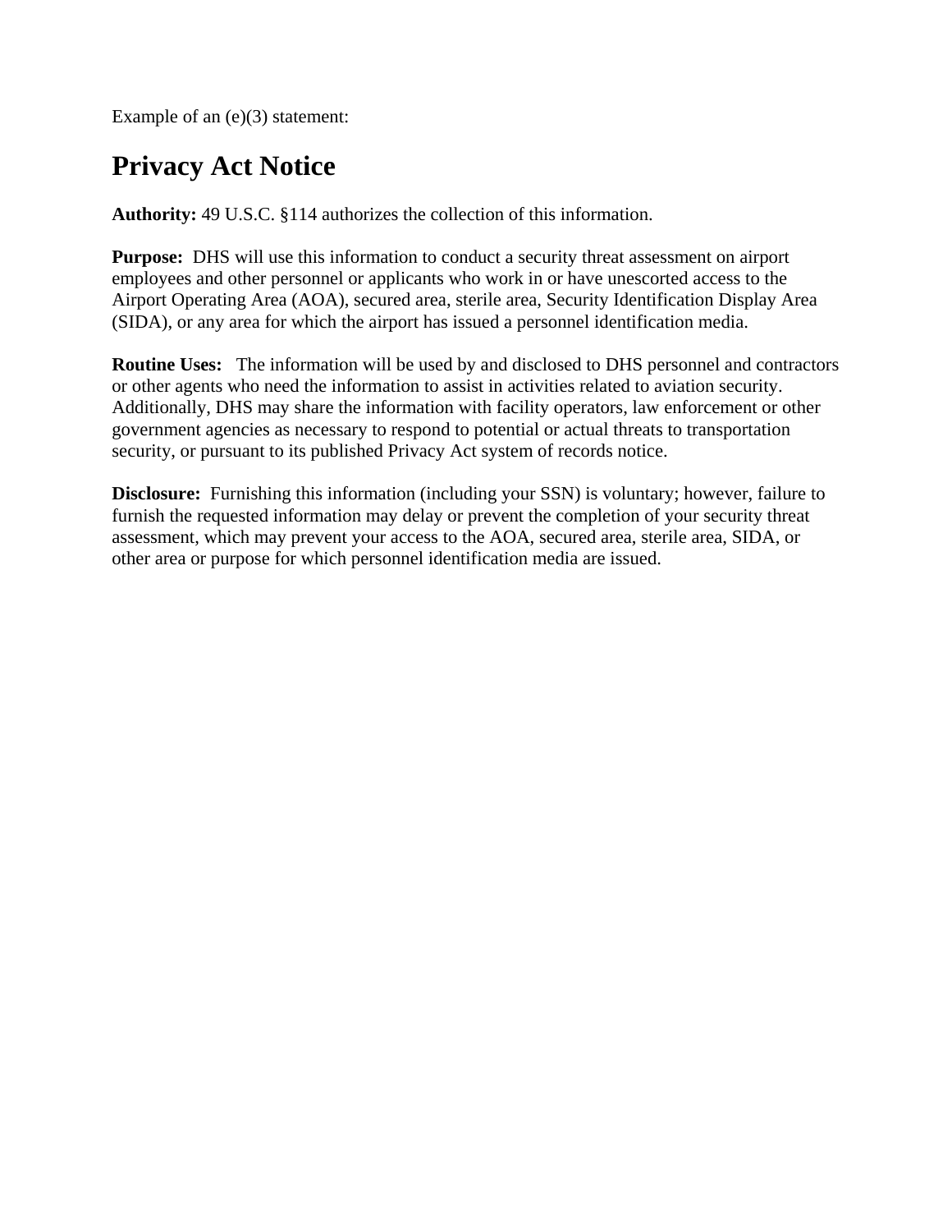Example of an (e)(3) statement:

# Privacy Act Notice

**Authority:** 49 U.S.C. §114 authorizes the collection of this information.

**Purpose:** DHS will use this information to conduct a security threat assessment on airport employees and other personnel or applicants who work in or have unescorted access to the Airport Operating Area (AOA), secured area, sterile area, Security Identification Display Area (SIDA), or any area for which the airport has issued a personnel identification media.

**Routine Uses:** The information will be used by and disclosed to DHS personnel and contractors or other agents who need the information to assist in activities related to aviation security. Additionally, DHS may share the information with facility operators, law enforcement or other government agencies as necessary to respond to potential or actual threats to transportation security, or pursuant to its published Privacy Act system of records notice.

**Disclosure:** Furnishing this information (including your SSN) is voluntary; however, failure to furnish the requested information may delay or prevent the completion of your security threat assessment, which may prevent your access to the AOA, secured area, sterile area, SIDA, or other area or purpose for which personnel identification media are issued.